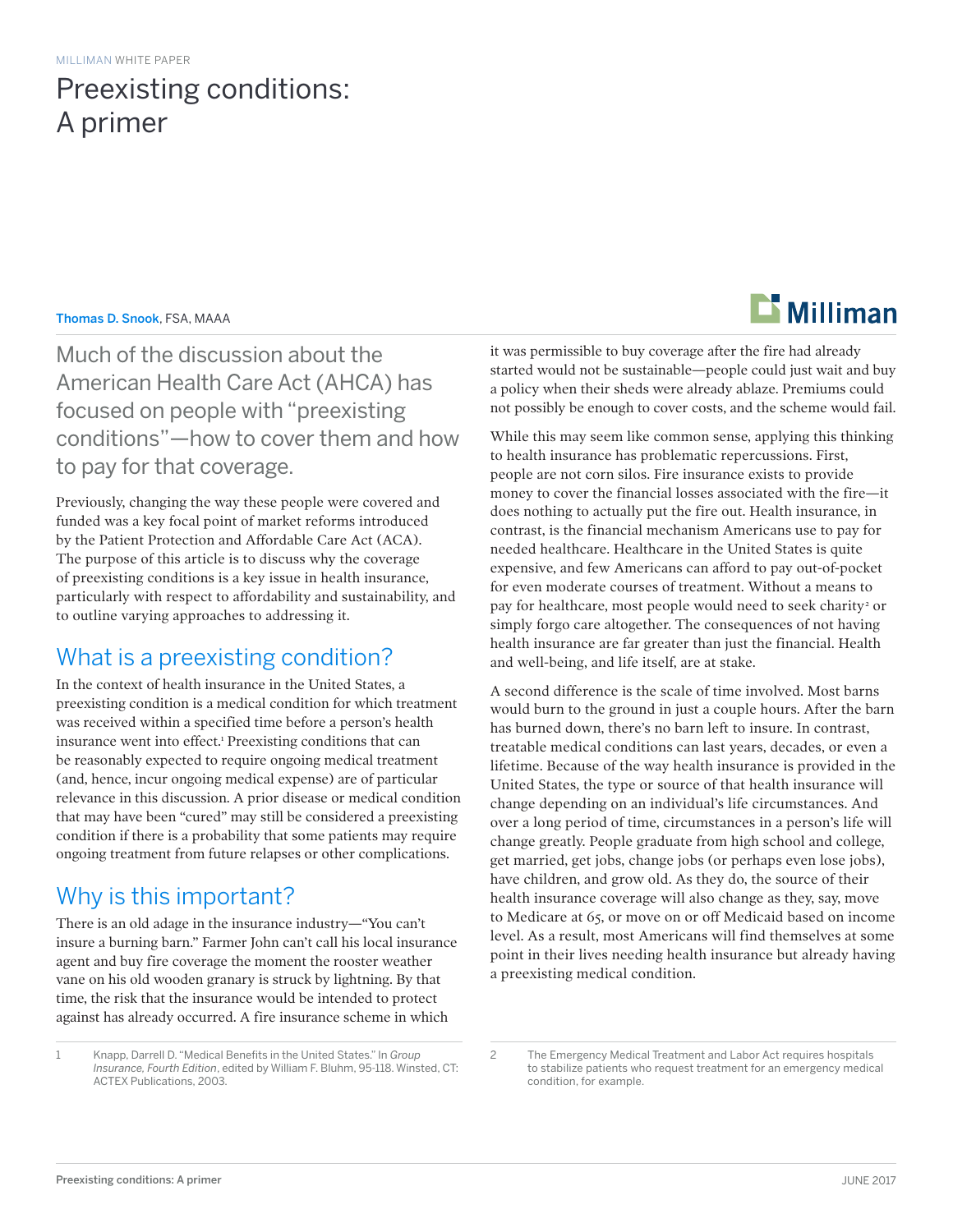MILLIMAN WHITE PAPER

# Preexisting conditions: A primer

**Thomas D. Snook**, FSA, MAAA

Much of the discussion about the American Health Care Act (AHCA) has focused on people with "preexisting conditions"—how to cover them and how to pay for that coverage.

Previously, changing the way these people were covered and funded was a key focal point of market reforms introduced by the Patient Protection and Affordable Care Act (ACA). The purpose of this article is to discuss why the coverage of preexisting conditions is a key issue in health insurance, particularly with respect to affordability and sustainability, and to outline varying approaches to addressing it.

## What is a preexisting condition?

In the context of health insurance in the United States, a preexisting condition is a medical condition for which treatment was received within a specified time before a person's health insurance went into effect.[1] Preexisting conditions that can be reasonably expected to require ongoing medical treatment (and, hence, incur ongoing medical expense) are of particular relevance in this discussion. A prior disease or medical condition that may have been "cured" may still be considered a preexisting condition if there is a probability that some patients may require ongoing treatment from future relapses or other complications.

## Why is this important?

There is an old adage in the insurance industry—"You can't insure a burning barn." Farmer John can't call his local insurance agent and buy fire coverage the moment the rooster weather vane on his old wooden granary is struck by lightning. By that time, the risk that the insurance would be intended to protect against has already occurred. A fire insurance scheme in which it was permissible to buy coverage after the fire had already started would not be sustainable—people could just wait and buy a policy when their sheds were already ablaze. Premiums could not possibly be enough to cover costs, and the scheme would fail.

While this may seem like common sense, applying this thinking to health insurance has problematic repercussions. First, people are not corn silos. Fire insurance exists to provide money to cover the financial losses associated with the fire—it does nothing to actually put the fire out. Health insurance, in contrast, is the financial mechanism Americans use to pay for needed healthcare. Healthcare in the United States is quite expensive, and few Americans can afford to pay out-of-pocket for even moderate courses of treatment. Without a means to pay for healthcare, most people would need to seek charity[2] or simply forgo care altogether. The consequences of not having health insurance are far greater than just the financial. Health and well-being, and life itself, are at stake.

A second difference is the scale of time involved. Most barns would burn to the ground in just a couple hours. After the barn has burned down, there's no barn left to insure. In contrast, treatable medical conditions can last years, decades, or even a lifetime. Because of the way health insurance is provided in the United States, the type or source of that health insurance will change depending on an individual's life circumstances. And over a long period of time, circumstances in a person's life will change greatly. People graduate from high school and college, get married, get jobs, change jobs (or perhaps even lose jobs), have children, and grow old. As they do, the source of their health insurance coverage will also change as they, say, move to Medicare at 65, or move on or off Medicaid based on income level. As a result, most Americans will find themselves at some point in their lives needing health insurance but already having a preexisting medical condition.

---

1 Knapp, Darrell D. "Medical Benefits in the United States." In *Group Insurance, Fourth Edition*, edited by William F. Bluhm, 95-118. Winsted, CT: ACTEX Publications, 2003.

2 The Emergency Medical Treatment and Labor Act requires hospitals to stabilize patients who request treatment for an emergency medical condition, for example.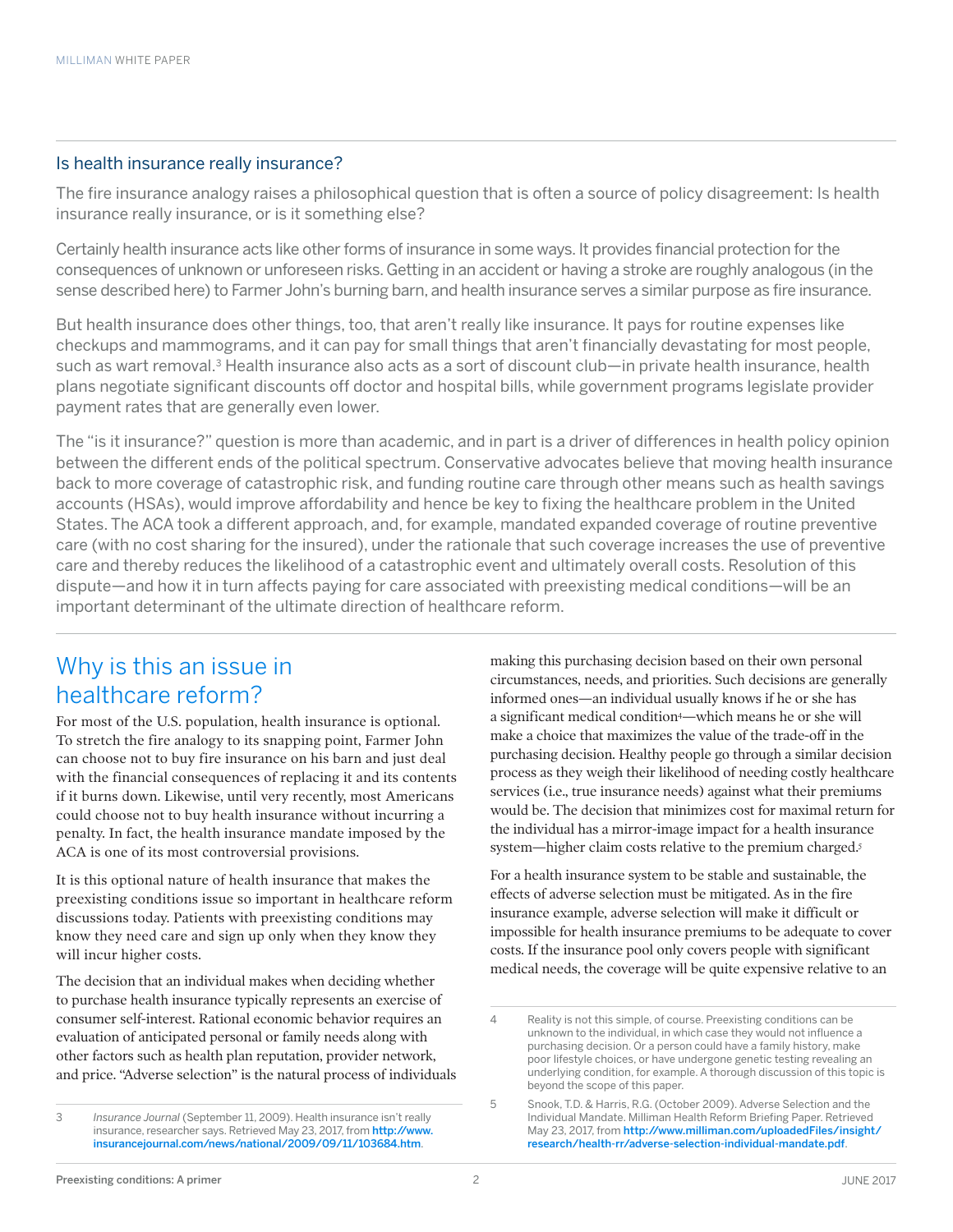## Is health insurance really insurance?

The fire insurance analogy raises a philosophical question that is often a source of policy disagreement: Is health insurance really insurance, or is it something else?

Certainly health insurance acts like other forms of insurance in some ways. It provides financial protection for the consequences of unknown or unforeseen risks. Getting in an accident or having a stroke are roughly analogous (in the sense described here) to Farmer John's burning barn, and health insurance serves a similar purpose as fire insurance.

But health insurance does other things, too, that aren't really like insurance. It pays for routine expenses like checkups and mammograms, and it can pay for small things that aren't financially devastating for most people, such as wart removal.[3] Health insurance also acts as a sort of discount club—in private health insurance, health plans negotiate significant discounts off doctor and hospital bills, while government programs legislate provider payment rates that are generally even lower.

The "is it insurance?" question is more than academic, and in part is a driver of differences in health policy opinion between the different ends of the political spectrum. Conservative advocates believe that moving health insurance back to more coverage of catastrophic risk, and funding routine care through other means such as health savings accounts (HSAs), would improve affordability and hence be key to fixing the healthcare problem in the United States. The ACA took a different approach, and, for example, mandated expanded coverage of routine preventive care (with no cost sharing for the insured), under the rationale that such coverage increases the use of preventive care and thereby reduces the likelihood of a catastrophic event and ultimately overall costs. Resolution of this dispute—and how it in turn affects paying for care associated with preexisting medical conditions—will be an important determinant of the ultimate direction of healthcare reform.

# Why is this an issue in healthcare reform?

For most of the U.S. population, health insurance is optional. To stretch the fire analogy to its snapping point, Farmer John can choose not to buy fire insurance on his barn and just deal with the financial consequences of replacing it and its contents if it burns down. Likewise, until very recently, most Americans could choose not to buy health insurance without incurring a penalty. In fact, the health insurance mandate imposed by the ACA is one of its most controversial provisions.

It is this optional nature of health insurance that makes the preexisting conditions issue so important in healthcare reform discussions today. Patients with preexisting conditions may know they need care and sign up only when they know they will incur higher costs.

The decision that an individual makes when deciding whether to purchase health insurance typically represents an exercise of consumer self-interest. Rational economic behavior requires an evaluation of anticipated personal or family needs along with other factors such as health plan reputation, provider network, and price. "Adverse selection" is the natural process of individuals making this purchasing decision based on their own personal circumstances, needs, and priorities. Such decisions are generally informed ones—an individual usually knows if he or she has a significant medical condition[4]—which means he or she will make a choice that maximizes the value of the trade-off in the purchasing decision. Healthy people go through a similar decision process as they weigh their likelihood of needing costly healthcare services (i.e., true insurance needs) against what their premiums would be. The decision that minimizes cost for maximal return for the individual has a mirror-image impact for a health insurance system—higher claim costs relative to the premium charged.[5]

For a health insurance system to be stable and sustainable, the effects of adverse selection must be mitigated. As in the fire insurance example, adverse selection will make it difficult or impossible for health insurance premiums to be adequate to cover costs. If the insurance pool only covers people with significant medical needs, the coverage will be quite expensive relative to an

---

3 *Insurance Journal* (September 11, 2009). Health insurance isn't really insurance, researcher says. Retrieved May 23, 2017, from **http://www.insurancejournal.com/news/national/2009/09/11/103684.htm**.

4 Reality is not this simple, of course. Preexisting conditions can be unknown to the individual, in which case they would not influence a purchasing decision. Or a person could have a family history, make poor lifestyle choices, or have undergone genetic testing revealing an underlying condition, for example. A thorough discussion of this topic is beyond the scope of this paper.

5 Snook, T.D. & Harris, R.G. (October 2009). Adverse Selection and the Individual Mandate. Milliman Health Reform Briefing Paper. Retrieved May 23, 2017, from **http://www.milliman.com/uploadedFiles/insight/research/health-rr/adverse-selection-individual-mandate.pdf**.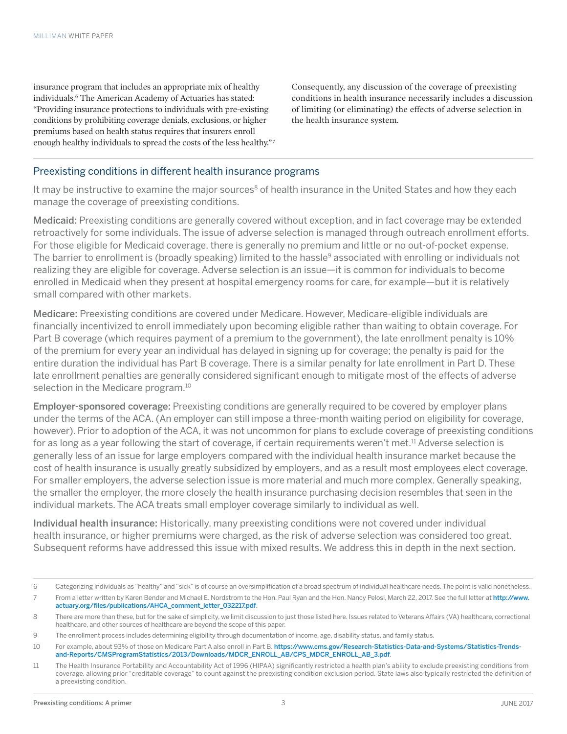insurance program that includes an appropriate mix of healthy individuals.[6] The American Academy of Actuaries has stated: "Providing insurance protections to individuals with pre-existing conditions by prohibiting coverage denials, exclusions, or higher premiums based on health status requires that insurers enroll enough healthy individuals to spread the costs of the less healthy."[7] Consequently, any discussion of the coverage of preexisting conditions in health insurance necessarily includes a discussion of limiting (or eliminating) the effects of adverse selection in the health insurance system.

## Preexisting conditions in different health insurance programs

It may be instructive to examine the major sources[8] of health insurance in the United States and how they each manage the coverage of preexisting conditions.

**Medicaid:** Preexisting conditions are generally covered without exception, and in fact coverage may be extended retroactively for some individuals. The issue of adverse selection is managed through outreach enrollment efforts. For those eligible for Medicaid coverage, there is generally no premium and little or no out-of-pocket expense. The barrier to enrollment is (broadly speaking) limited to the hassle[9] associated with enrolling or individuals not realizing they are eligible for coverage. Adverse selection is an issue—it is common for individuals to become enrolled in Medicaid when they present at hospital emergency rooms for care, for example—but it is relatively small compared with other markets.

**Medicare:** Preexisting conditions are covered under Medicare. However, Medicare-eligible individuals are financially incentivized to enroll immediately upon becoming eligible rather than waiting to obtain coverage. For Part B coverage (which requires payment of a premium to the government), the late enrollment penalty is 10% of the premium for every year an individual has delayed in signing up for coverage; the penalty is paid for the entire duration the individual has Part B coverage. There is a similar penalty for late enrollment in Part D. These late enrollment penalties are generally considered significant enough to mitigate most of the effects of adverse selection in the Medicare program.[10]

**Employer-sponsored coverage:** Preexisting conditions are generally required to be covered by employer plans under the terms of the ACA. (An employer can still impose a three-month waiting period on eligibility for coverage, however). Prior to adoption of the ACA, it was not uncommon for plans to exclude coverage of preexisting conditions for as long as a year following the start of coverage, if certain requirements weren't met.[11] Adverse selection is generally less of an issue for large employers compared with the individual health insurance market because the cost of health insurance is usually greatly subsidized by employers, and as a result most employees elect coverage. For smaller employers, the adverse selection issue is more material and much more complex. Generally speaking, the smaller the employer, the more closely the health insurance purchasing decision resembles that seen in the individual markets. The ACA treats small employer coverage similarly to individual as well.

**Individual health insurance:** Historically, many preexisting conditions were not covered under individual health insurance, or higher premiums were charged, as the risk of adverse selection was considered too great. Subsequent reforms have addressed this issue with mixed results. We address this in depth in the next section.

---

6 Categorizing individuals as "healthy" and "sick" is of course an oversimplification of a broad spectrum of individual healthcare needs. The point is valid nonetheless.

7 From a letter written by Karen Bender and Michael E. Nordstrom to the Hon. Paul Ryan and the Hon. Nancy Pelosi, March 22, 2017. See the full letter at http://www.actuary.org/files/publications/AHCA_comment_letter_032217.pdf.

8 There are more than these, but for the sake of simplicity, we limit discussion to just those listed here. Issues related to Veterans Affairs (VA) healthcare, correctional healthcare, and other sources of healthcare are beyond the scope of this paper.

9 The enrollment process includes determining eligibility through documentation of income, age, disability status, and family status.

10 For example, about 93% of those on Medicare Part A also enroll in Part B. https://www.cms.gov/Research-Statistics-Data-and-Systems/Statistics-Trends-and-Reports/CMSProgramStatistics/2013/Downloads/MDCR_ENROLL_AB/CPS_MDCR_ENROLL_AB_3.pdf.

11 The Health Insurance Portability and Accountability Act of 1996 (HIPAA) significantly restricted a health plan's ability to exclude preexisting conditions from coverage, allowing prior "creditable coverage" to count against the preexisting condition exclusion period. State laws also typically restricted the definition of a preexisting condition.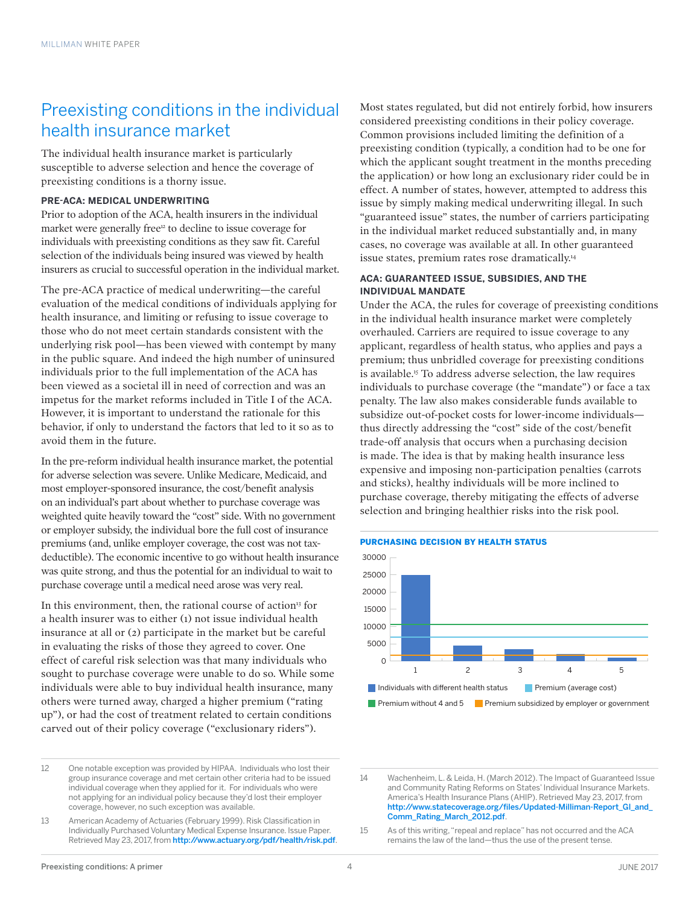## Preexisting conditions in the individual health insurance market

The individual health insurance market is particularly susceptible to adverse selection and hence the coverage of preexisting conditions is a thorny issue.

### PRE-ACA: MEDICAL UNDERWRITING

Prior to adoption of the ACA, health insurers in the individual market were generally free[12] to decline to issue coverage for individuals with preexisting conditions as they saw fit. Careful selection of the individuals being insured was viewed by health insurers as crucial to successful operation in the individual market.

The pre-ACA practice of medical underwriting—the careful evaluation of the medical conditions of individuals applying for health insurance, and limiting or refusing to issue coverage to those who do not meet certain standards consistent with the underlying risk pool—has been viewed with contempt by many in the public square. And indeed the high number of uninsured individuals prior to the full implementation of the ACA has been viewed as a societal ill in need of correction and was an impetus for the market reforms included in Title I of the ACA. However, it is important to understand the rationale for this behavior, if only to understand the factors that led to it so as to avoid them in the future.

In the pre-reform individual health insurance market, the potential for adverse selection was severe. Unlike Medicare, Medicaid, and most employer-sponsored insurance, the cost/benefit analysis on an individual's part about whether to purchase coverage was weighted quite heavily toward the "cost" side. With no government or employer subsidy, the individual bore the full cost of insurance premiums (and, unlike employer coverage, the cost was not tax-deductible). The economic incentive to go without health insurance was quite strong, and thus the potential for an individual to wait to purchase coverage until a medical need arose was very real.

In this environment, then, the rational course of action[13] for a health insurer was to either (1) not issue individual health insurance at all or (2) participate in the market but be careful in evaluating the risks of those they agreed to cover. One effect of careful risk selection was that many individuals who sought to purchase coverage were unable to do so. While some individuals were able to buy individual health insurance, many others were turned away, charged a higher premium ("rating up"), or had the cost of treatment related to certain conditions carved out of their policy coverage ("exclusionary riders").

Most states regulated, but did not entirely forbid, how insurers considered preexisting conditions in their policy coverage. Common provisions included limiting the definition of a preexisting condition (typically, a condition had to be one for which the applicant sought treatment in the months preceding the application) or how long an exclusionary rider could be in effect. A number of states, however, attempted to address this issue by simply making medical underwriting illegal. In such "guaranteed issue" states, the number of carriers participating in the individual market reduced substantially and, in many cases, no coverage was available at all. In other guaranteed issue states, premium rates rose dramatically.[14]

### ACA: GUARANTEED ISSUE, SUBSIDIES, AND THE INDIVIDUAL MANDATE

Under the ACA, the rules for coverage of preexisting conditions in the individual health insurance market were completely overhauled. Carriers are required to issue coverage to any applicant, regardless of health status, who applies and pays a premium; thus unbridled coverage for preexisting conditions is available.[15] To address adverse selection, the law requires individuals to purchase coverage (the "mandate") or face a tax penalty. The law also makes considerable funds available to subsidize out-of-pocket costs for lower-income individuals—thus directly addressing the "cost" side of the cost/benefit trade-off analysis that occurs when a purchasing decision is made. The idea is that by making health insurance less expensive and imposing non-participation penalties (carrots and sticks), healthy individuals will be more inclined to purchase coverage, thereby mitigating the effects of adverse selection and bringing healthier risks into the risk pool.

**PURCHASING DECISION BY HEALTH STATUS**

| Health status | Individuals with different health status |
|---|---|
| 1 | 25000 |
| 2 | 4500 |
| 3 | 3500 |
| 4 | 2000 |
| 5 | 1000 |

Legend: Individuals with different health status; Premium (average cost); Premium without 4 and 5; Premium subsidized by employer or government

---

12 One notable exception was provided by HIPAA. Individuals who lost their group insurance coverage and met certain other criteria had to be issued individual coverage when they applied for it. For individuals who were not applying for an individual policy because they'd lost their employer coverage, however, no such exception was available.

13 American Academy of Actuaries (February 1999). Risk Classification in Individually Purchased Voluntary Medical Expense Insurance. Issue Paper. Retrieved May 23, 2017, from http://www.actuary.org/pdf/health/risk.pdf.

14 Wachenheim, L. & Leida, H. (March 2012). The Impact of Guaranteed Issue and Community Rating Reforms on States' Individual Insurance Markets. America's Health Insurance Plans (AHIP). Retrieved May 23, 2017, from http://www.statecoverage.org/files/Updated-Milliman-Report_GI_and_Comm_Rating_March_2012.pdf.

15 As of this writing, "repeal and replace" has not occurred and the ACA remains the law of the land—thus the use of the present tense.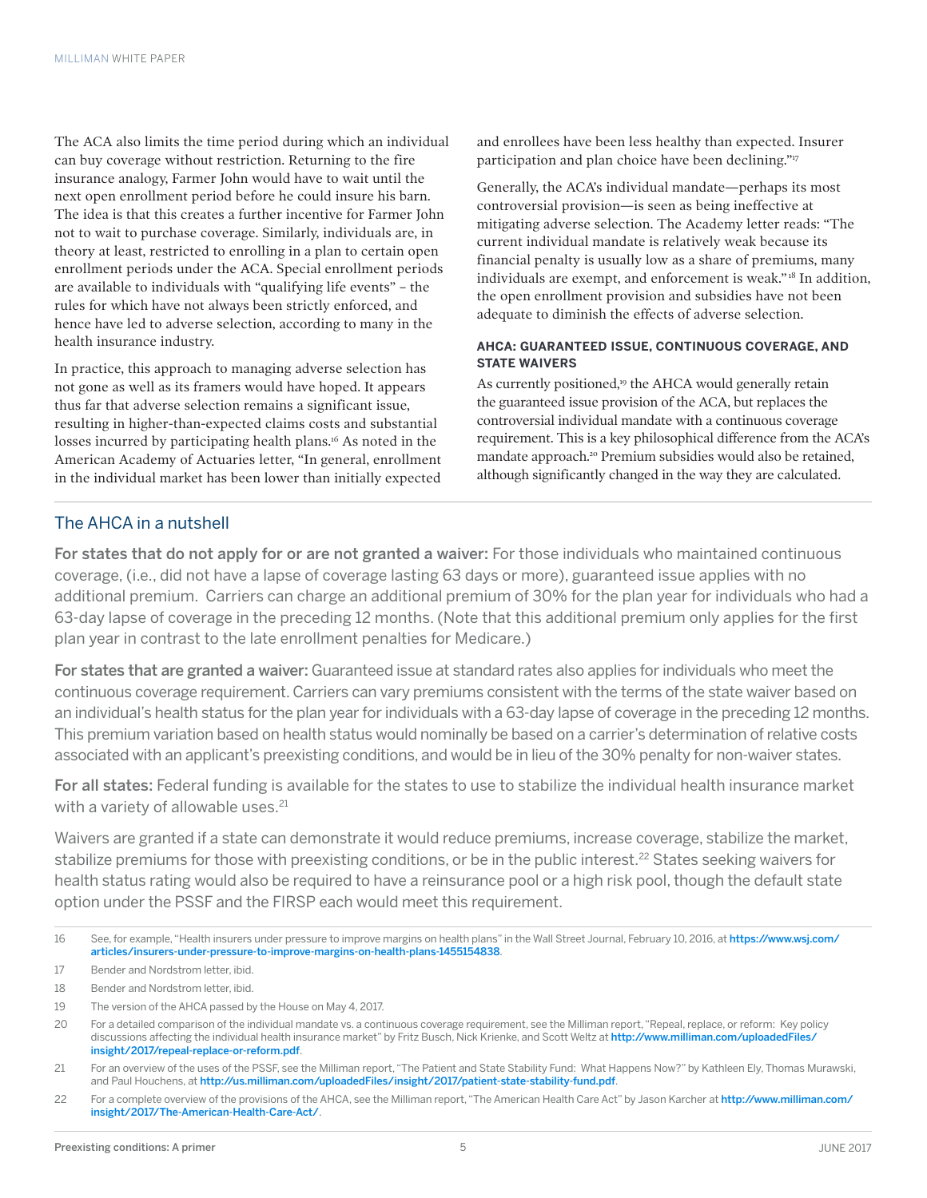The ACA also limits the time period during which an individual can buy coverage without restriction. Returning to the fire insurance analogy, Farmer John would have to wait until the next open enrollment period before he could insure his barn. The idea is that this creates a further incentive for Farmer John not to wait to purchase coverage. Similarly, individuals are, in theory at least, restricted to enrolling in a plan to certain open enrollment periods under the ACA. Special enrollment periods are available to individuals with "qualifying life events" – the rules for which have not always been strictly enforced, and hence have led to adverse selection, according to many in the health insurance industry.

In practice, this approach to managing adverse selection has not gone as well as its framers would have hoped. It appears thus far that adverse selection remains a significant issue, resulting in higher-than-expected claims costs and substantial losses incurred by participating health plans.[16] As noted in the American Academy of Actuaries letter, "In general, enrollment in the individual market has been lower than initially expected and enrollees have been less healthy than expected. Insurer participation and plan choice have been declining."[17]

Generally, the ACA's individual mandate—perhaps its most controversial provision—is seen as being ineffective at mitigating adverse selection. The Academy letter reads: "The current individual mandate is relatively weak because its financial penalty is usually low as a share of premiums, many individuals are exempt, and enforcement is weak."[18] In addition, the open enrollment provision and subsidies have not been adequate to diminish the effects of adverse selection.

#### AHCA: GUARANTEED ISSUE, CONTINUOUS COVERAGE, AND STATE WAIVERS

As currently positioned,[19] the AHCA would generally retain the guaranteed issue provision of the ACA, but replaces the controversial individual mandate with a continuous coverage requirement. This is a key philosophical difference from the ACA's mandate approach.[20] Premium subsidies would also be retained, although significantly changed in the way they are calculated.

## The AHCA in a nutshell

**For states that do not apply for or are not granted a waiver:** For those individuals who maintained continuous coverage, (i.e., did not have a lapse of coverage lasting 63 days or more), guaranteed issue applies with no additional premium. Carriers can charge an additional premium of 30% for the plan year for individuals who had a 63-day lapse of coverage in the preceding 12 months. (Note that this additional premium only applies for the first plan year in contrast to the late enrollment penalties for Medicare.)

**For states that are granted a waiver:** Guaranteed issue at standard rates also applies for individuals who meet the continuous coverage requirement. Carriers can vary premiums consistent with the terms of the state waiver based on an individual's health status for the plan year for individuals with a 63-day lapse of coverage in the preceding 12 months. This premium variation based on health status would nominally be based on a carrier's determination of relative costs associated with an applicant's preexisting conditions, and would be in lieu of the 30% penalty for non-waiver states.

**For all states:** Federal funding is available for the states to use to stabilize the individual health insurance market with a variety of allowable uses.[21]

Waivers are granted if a state can demonstrate it would reduce premiums, increase coverage, stabilize the market, stabilize premiums for those with preexisting conditions, or be in the public interest.[22] States seeking waivers for health status rating would also be required to have a reinsurance pool or a high risk pool, though the default state option under the PSSF and the FIRSP each would meet this requirement.

---

16 See, for example, "Health insurers under pressure to improve margins on health plans" in the Wall Street Journal, February 10, 2016, at https://www.wsj.com/articles/insurers-under-pressure-to-improve-margins-on-health-plans-1455154838.

17 Bender and Nordstrom letter, ibid.

18 Bender and Nordstrom letter, ibid.

19 The version of the AHCA passed by the House on May 4, 2017.

20 For a detailed comparison of the individual mandate vs. a continuous coverage requirement, see the Milliman report, "Repeal, replace, or reform: Key policy discussions affecting the individual health insurance market" by Fritz Busch, Nick Krienke, and Scott Weltz at http://www.milliman.com/uploadedFiles/insight/2017/repeal-replace-or-reform.pdf.

21 For an overview of the uses of the PSSF, see the Milliman report, "The Patient and State Stability Fund: What Happens Now?" by Kathleen Ely, Thomas Murawski, and Paul Houchens, at http://us.milliman.com/uploadedFiles/insight/2017/patient-state-stability-fund.pdf.

22 For a complete overview of the provisions of the AHCA, see the Milliman report, "The American Health Care Act" by Jason Karcher at http://www.milliman.com/insight/2017/The-American-Health-Care-Act/.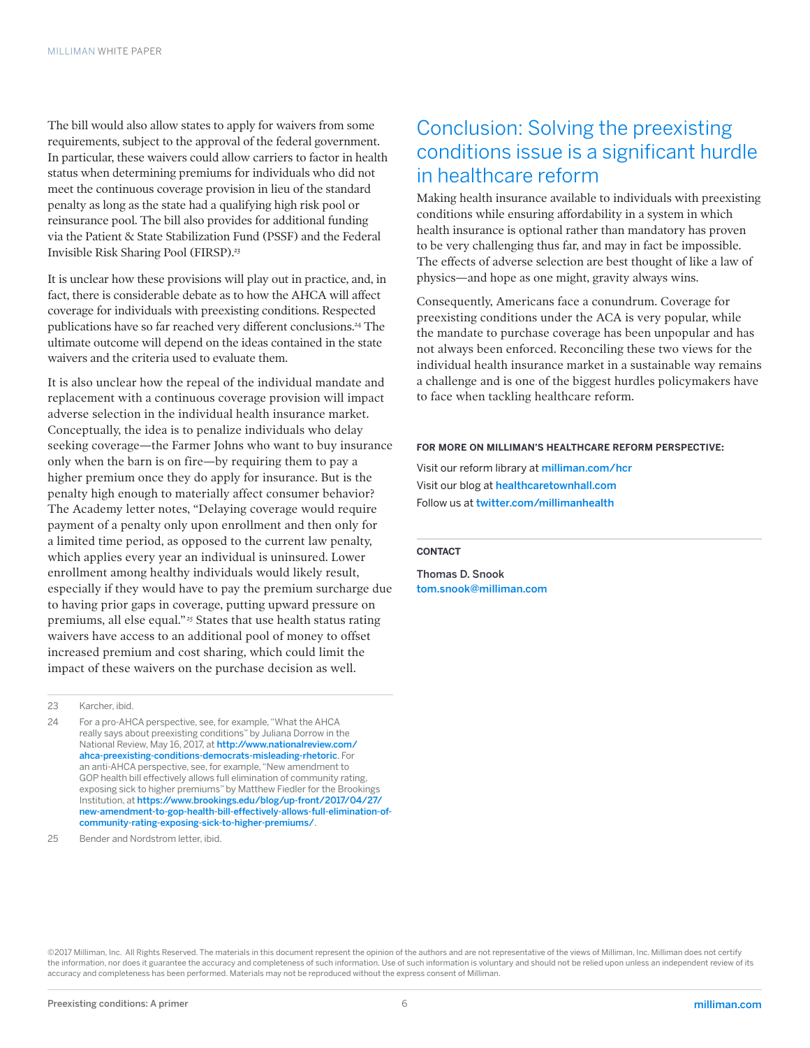The bill would also allow states to apply for waivers from some requirements, subject to the approval of the federal government. In particular, these waivers could allow carriers to factor in health status when determining premiums for individuals who did not meet the continuous coverage provision in lieu of the standard penalty as long as the state had a qualifying high risk pool or reinsurance pool. The bill also provides for additional funding via the Patient & State Stabilization Fund (PSSF) and the Federal Invisible Risk Sharing Pool (FIRSP).[23]

It is unclear how these provisions will play out in practice, and, in fact, there is considerable debate as to how the AHCA will affect coverage for individuals with preexisting conditions. Respected publications have so far reached very different conclusions.[24] The ultimate outcome will depend on the ideas contained in the state waivers and the criteria used to evaluate them.

It is also unclear how the repeal of the individual mandate and replacement with a continuous coverage provision will impact adverse selection in the individual health insurance market. Conceptually, the idea is to penalize individuals who delay seeking coverage—the Farmer Johns who want to buy insurance only when the barn is on fire—by requiring them to pay a higher premium once they do apply for insurance. But is the penalty high enough to materially affect consumer behavior? The Academy letter notes, "Delaying coverage would require payment of a penalty only upon enrollment and then only for a limited time period, as opposed to the current law penalty, which applies every year an individual is uninsured. Lower enrollment among healthy individuals would likely result, especially if they would have to pay the premium surcharge due to having prior gaps in coverage, putting upward pressure on premiums, all else equal."[25] States that use health status rating waivers have access to an additional pool of money to offset increased premium and cost sharing, which could limit the impact of these waivers on the purchase decision as well.

23 Karcher, ibid.

24 For a pro-AHCA perspective, see, for example, "What the AHCA really says about preexisting conditions" by Juliana Dorrow in the National Review, May 16, 2017, at **http://www.nationalreview.com/ahca-preexisting-conditions-democrats-misleading-rhetoric**. For an anti-AHCA perspective, see, for example, "New amendment to GOP health bill effectively allows full elimination of community rating, exposing sick to higher premiums" by Matthew Fiedler for the Brookings Institution, at **https://www.brookings.edu/blog/up-front/2017/04/27/new-amendment-to-gop-health-bill-effectively-allows-full-elimination-of-community-rating-exposing-sick-to-higher-premiums/**.

25 Bender and Nordstrom letter, ibid.

## Conclusion: Solving the preexisting conditions issue is a significant hurdle in healthcare reform

Making health insurance available to individuals with preexisting conditions while ensuring affordability in a system in which health insurance is optional rather than mandatory has proven to be very challenging thus far, and may in fact be impossible. The effects of adverse selection are best thought of like a law of physics—and hope as one might, gravity always wins.

Consequently, Americans face a conundrum. Coverage for preexisting conditions under the ACA is very popular, while the mandate to purchase coverage has been unpopular and has not always been enforced. Reconciling these two views for the individual health insurance market in a sustainable way remains a challenge and is one of the biggest hurdles policymakers have to face when tackling healthcare reform.

**FOR MORE ON MILLIMAN'S HEALTHCARE REFORM PERSPECTIVE:**

Visit our reform library at **milliman.com/hcr**
Visit our blog at **healthcaretownhall.com**
Follow us at **twitter.com/millimanhealth**

**CONTACT**

Thomas D. Snook
**tom.snook@milliman.com**

©2017 Milliman, Inc. All Rights Reserved. The materials in this document represent the opinion of the authors and are not representative of the views of Milliman, Inc. Milliman does not certify the information, nor does it guarantee the accuracy and completeness of such information. Use of such information is voluntary and should not be relied upon unless an independent review of its accuracy and completeness has been performed. Materials may not be reproduced without the express consent of Milliman.